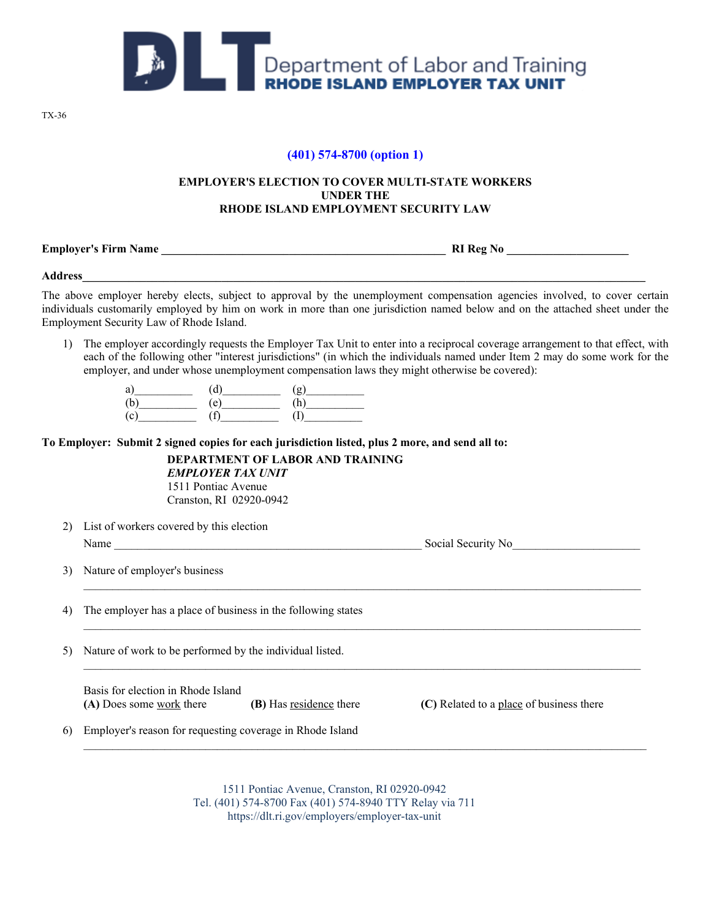# Department of Labor and Training
## RHODE ISLAND EMPLOYER TAX UNIT

TX-36

**(401) 574-8700 (option 1)**

**EMPLOYER'S ELECTION TO COVER MULTI-STATE WORKERS UNDER THE RHODE ISLAND EMPLOYMENT SECURITY LAW**

**Employer's Firm Name** ______________________________________________ **RI Reg No** ____________________

**Address**__________________________________________________________________________________________

The above employer hereby elects, subject to approval by the unemployment compensation agencies involved, to cover certain individuals customarily employed by him on work in more than one jurisdiction named below and on the attached sheet under the Employment Security Law of Rhode Island.

1) The employer accordingly requests the Employer Tax Unit to enter into a reciprocal coverage arrangement to that effect, with each of the following other "interest jurisdictions" (in which the individuals named under Item 2 may do some work for the employer, and under whose unemployment compensation laws they might otherwise be covered):

| | | |
|---|---|---|
| a)__________ | (d)__________ | (g)__________ |
| (b)__________ | (e)__________ | (h)__________ |
| (c)__________ | (f)__________ | (I)__________ |

**To Employer: Submit 2 signed copies for each jurisdiction listed, plus 2 more, and send all to:**

**DEPARTMENT OF LABOR AND TRAINING**
***EMPLOYER TAX UNIT***
1511 Pontiac Avenue
Cranston, RI 02920-0942

2) List of workers covered by this election
   Name ______________________________________________ Social Security No____________________

3) Nature of employer's business
   ______________________________________________________________________________________

4) The employer has a place of business in the following states
   ______________________________________________________________________________________

5) Nature of work to be performed by the individual listed.
   ______________________________________________________________________________________

   Basis for election in Rhode Island
   **(A)** Does some work there  **(B)** Has residence there  **(C)** Related to a place of business there

6) Employer's reason for requesting coverage in Rhode Island
   ______________________________________________________________________________________

1511 Pontiac Avenue, Cranston, RI 02920-0942
Tel. (401) 574-8700 Fax (401) 574-8940 TTY Relay via 711
https://dlt.ri.gov/employers/employer-tax-unit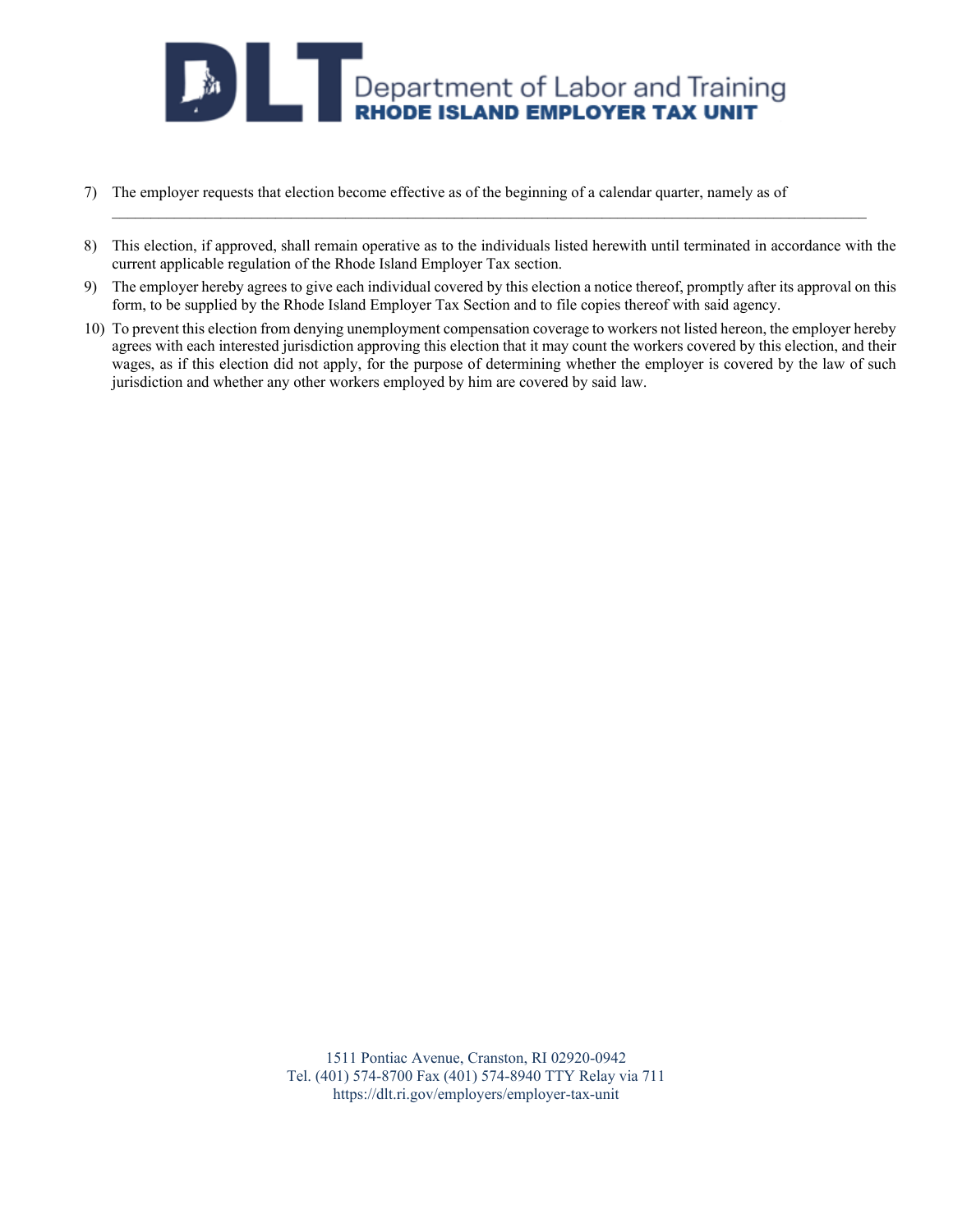7) The employer requests that election become effective as of the beginning of a calendar quarter, namely as of ______________________________________________________________________________________________

8) This election, if approved, shall remain operative as to the individuals listed herewith until terminated in accordance with the current applicable regulation of the Rhode Island Employer Tax section.

9) The employer hereby agrees to give each individual covered by this election a notice thereof, promptly after its approval on this form, to be supplied by the Rhode Island Employer Tax Section and to file copies thereof with said agency.

10) To prevent this election from denying unemployment compensation coverage to workers not listed hereon, the employer hereby agrees with each interested jurisdiction approving this election that it may count the workers covered by this election, and their wages, as if this election did not apply, for the purpose of determining whether the employer is covered by the law of such jurisdiction and whether any other workers employed by him are covered by said law.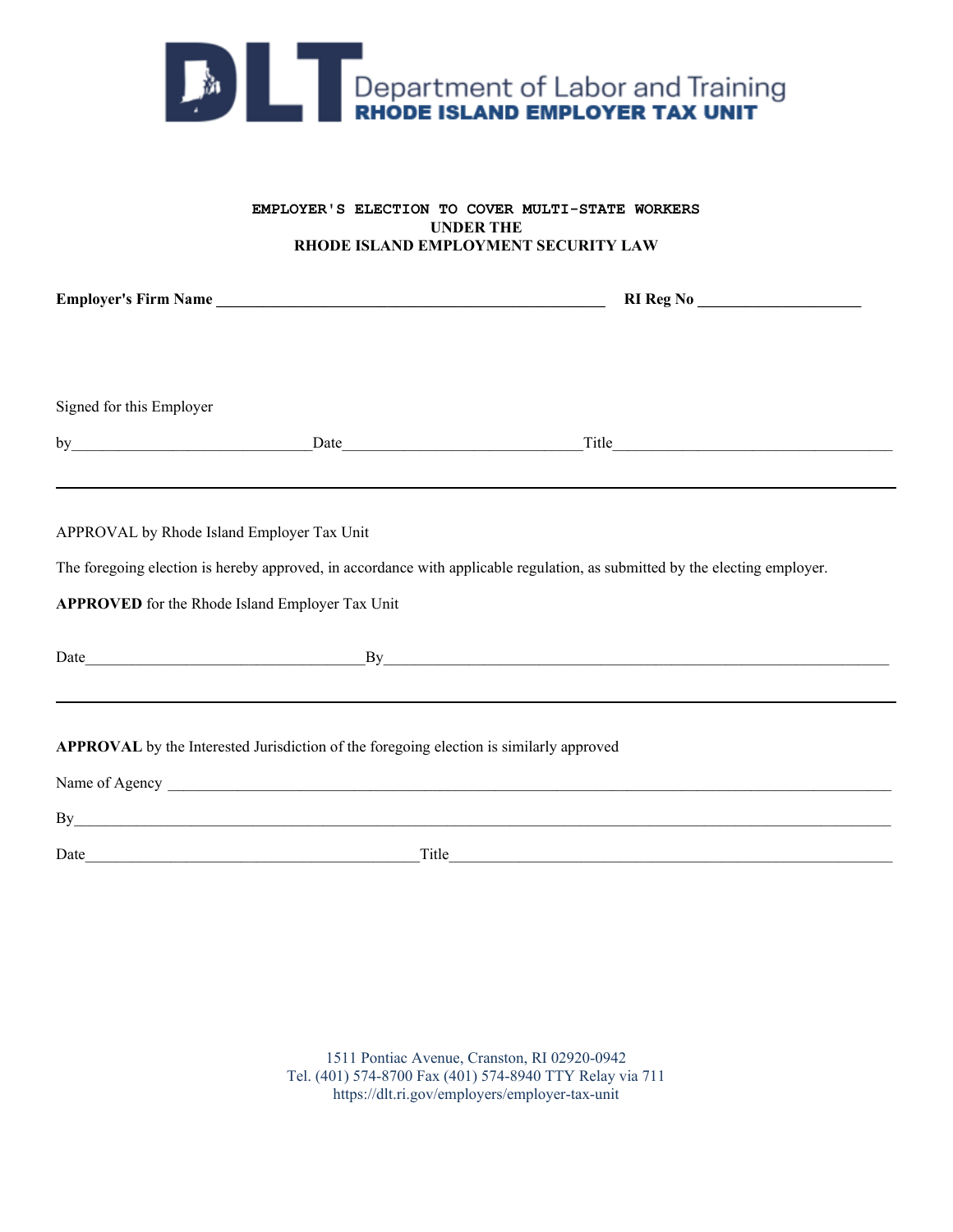Department of Labor and Training
RHODE ISLAND EMPLOYER TAX UNIT

# EMPLOYER'S ELECTION TO COVER MULTI-STATE WORKERS UNDER THE RHODE ISLAND EMPLOYMENT SECURITY LAW

**Employer's Firm Name** ______________________________________________ **RI Reg No** ____________________

Signed for this Employer

by_____________________________Date_____________________________Title___________________________________

---

APPROVAL by Rhode Island Employer Tax Unit

The foregoing election is hereby approved, in accordance with applicable regulation, as submitted by the electing employer.

**APPROVED** for the Rhode Island Employer Tax Unit

Date__________________________________By_______________________________________________________________

---

**APPROVAL** by the Interested Jurisdiction of the foregoing election is similarly approved

Name of Agency _______________________________________________________________________________________

By_______________________________________________________________________________________________

Date________________________________________Title___________________________________________________

1511 Pontiac Avenue, Cranston, RI 02920-0942
Tel. (401) 574-8700 Fax (401) 574-8940 TTY Relay via 711
https://dlt.ri.gov/employers/employer-tax-unit